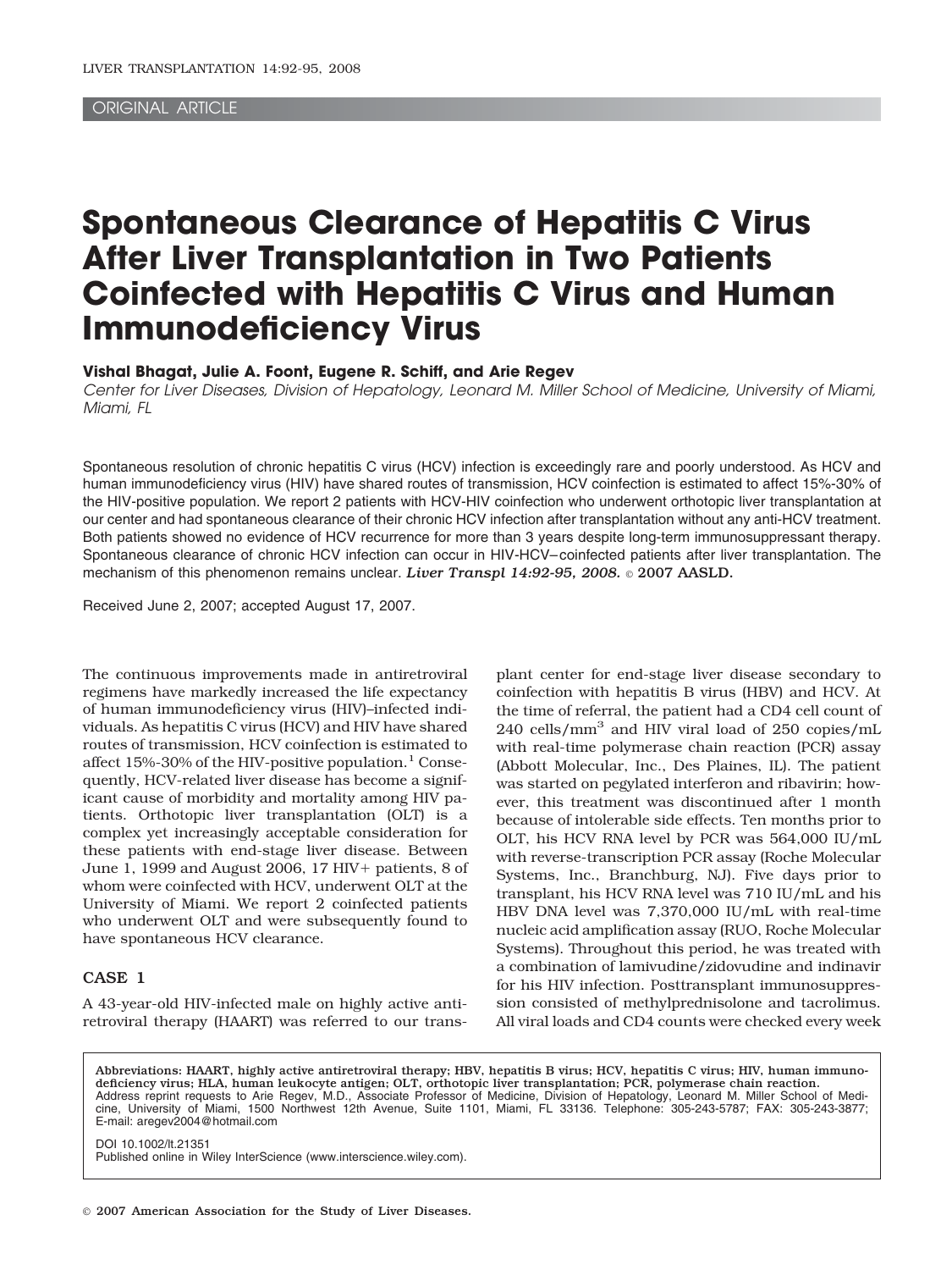ORIGINAL ARTICLE

# Spontaneous Clearance of Hepatitis C Virus After Liver Transplantation in Two Patients Coinfected with Hepatitis C Virus and Human Immunodeficiency Virus

**Vishal Bhagat, Julie A. Foont, Eugene R. Schiff, and Arie Regev**

*Center for Liver Diseases, Division of Hepatology, Leonard M. Miller School of Medicine, University of Miami, Miami, FL*

Spontaneous resolution of chronic hepatitis C virus (HCV) infection is exceedingly rare and poorly understood. As HCV and human immunodeficiency virus (HIV) have shared routes of transmission, HCV coinfection is estimated to affect 15%-30% of the HIV-positive population. We report 2 patients with HCV-HIV coinfection who underwent orthotopic liver transplantation at our center and had spontaneous clearance of their chronic HCV infection after transplantation without any anti-HCV treatment. Both patients showed no evidence of HCV recurrence for more than 3 years despite long-term immunosuppressant therapy. Spontaneous clearance of chronic HCV infection can occur in HIV-HCV–coinfected patients after liver transplantation. The mechanism of this phenomenon remains unclear. ***Liver Transpl 14:92-95, 2008.*** **© 2007 AASLD.**

Received June 2, 2007; accepted August 17, 2007.

The continuous improvements made in antiretroviral regimens have markedly increased the life expectancy of human immunodeficiency virus (HIV)–infected individuals. As hepatitis C virus (HCV) and HIV have shared routes of transmission, HCV coinfection is estimated to affect 15%-30% of the HIV-positive population.[1] Consequently, HCV-related liver disease has become a significant cause of morbidity and mortality among HIV patients. Orthotopic liver transplantation (OLT) is a complex yet increasingly acceptable consideration for these patients with end-stage liver disease. Between June 1, 1999 and August 2006, 17 HIV+ patients, 8 of whom were coinfected with HCV, underwent OLT at the University of Miami. We report 2 coinfected patients who underwent OLT and were subsequently found to have spontaneous HCV clearance.

## CASE 1

A 43-year-old HIV-infected male on highly active antiretroviral therapy (HAART) was referred to our transplant center for end-stage liver disease secondary to coinfection with hepatitis B virus (HBV) and HCV. At the time of referral, the patient had a CD4 cell count of 240 cells/mm$^3$ and HIV viral load of 250 copies/mL with real-time polymerase chain reaction (PCR) assay (Abbott Molecular, Inc., Des Plaines, IL). The patient was started on pegylated interferon and ribavirin; however, this treatment was discontinued after 1 month because of intolerable side effects. Ten months prior to OLT, his HCV RNA level by PCR was 564,000 IU/mL with reverse-transcription PCR assay (Roche Molecular Systems, Inc., Branchburg, NJ). Five days prior to transplant, his HCV RNA level was 710 IU/mL and his HBV DNA level was 7,370,000 IU/mL with real-time nucleic acid amplification assay (RUO, Roche Molecular Systems). Throughout this period, he was treated with a combination of lamivudine/zidovudine and indinavir for his HIV infection. Posttransplant immunosuppression consisted of methylprednisolone and tacrolimus. All viral loads and CD4 counts were checked every week

**Abbreviations: HAART, highly active antiretroviral therapy; HBV, hepatitis B virus; HCV, hepatitis C virus; HIV, human immunodeficiency virus; HLA, human leukocyte antigen; OLT, orthotopic liver transplantation; PCR, polymerase chain reaction.**
Address reprint requests to Arie Regev, M.D., Associate Professor of Medicine, Division of Hepatology, Leonard M. Miller School of Medicine, University of Miami, 1500 Northwest 12th Avenue, Suite 1101, Miami, FL 33136. Telephone: 305-243-5787; FAX: 305-243-3877; E-mail: aregev2004@hotmail.com

DOI 10.1002/lt.21351
Published online in Wiley InterScience (www.interscience.wiley.com).

© 2007 American Association for the Study of Liver Diseases.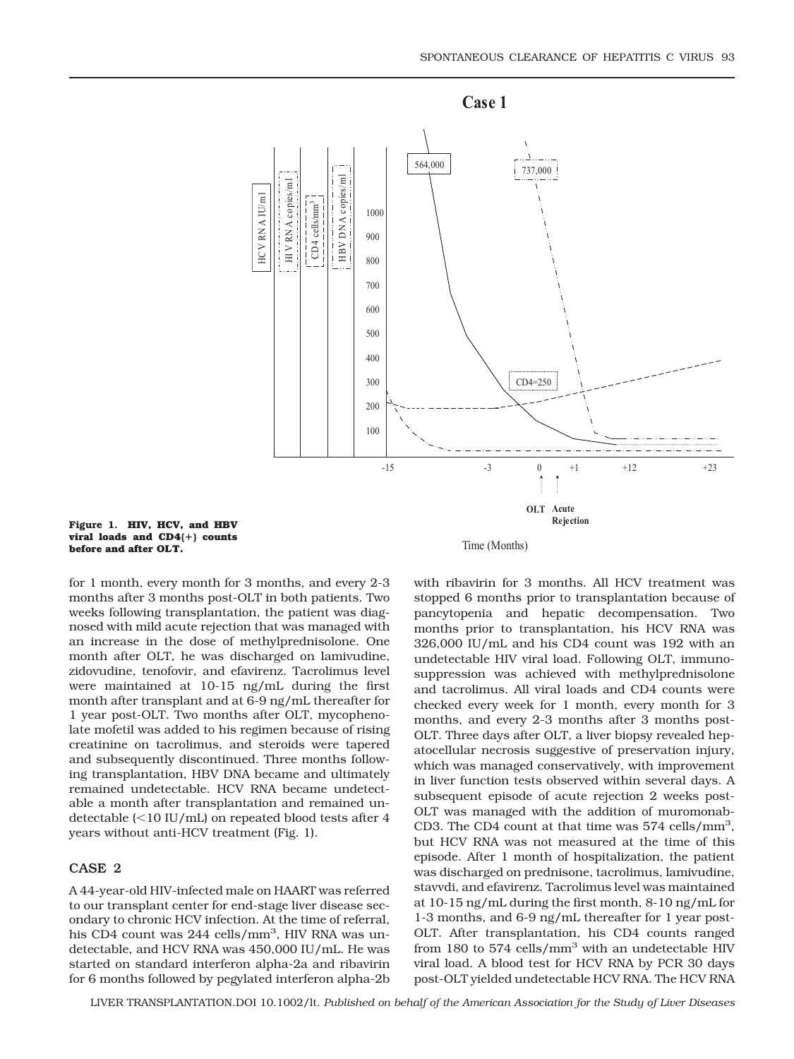Figure 1. HIV, HCV, and HBV viral loads and CD4(+) counts before and after OLT.

for 1 month, every month for 3 months, and every 2-3 months after 3 months post-OLT in both patients. Two weeks following transplantation, the patient was diagnosed with mild acute rejection that was managed with an increase in the dose of methylprednisolone. One month after OLT, he was discharged on lamivudine, zidovudine, tenofovir, and efavirenz. Tacrolimus level were maintained at 10-15 ng/mL during the first month after transplant and at 6-9 ng/mL thereafter for 1 year post-OLT. Two months after OLT, mycophenolate mofetil was added to his regimen because of rising creatinine on tacrolimus, and steroids were tapered and subsequently discontinued. Three months following transplantation, HBV DNA became and ultimately remained undetectable. HCV RNA became undetectable a month after transplantation and remained undetectable (<10 IU/mL) on repeated blood tests after 4 years without anti-HCV treatment (Fig. 1).

## CASE 2

A 44-year-old HIV-infected male on HAART was referred to our transplant center for end-stage liver disease secondary to chronic HCV infection. At the time of referral, his CD4 count was 244 cells/mm$^3$, HIV RNA was undetectable, and HCV RNA was 450,000 IU/mL. He was started on standard interferon alpha-2a and ribavirin for 6 months followed by pegylated interferon alpha-2b with ribavirin for 3 months. All HCV treatment was stopped 6 months prior to transplantation because of pancytopenia and hepatic decompensation. Two months prior to transplantation, his HCV RNA was 326,000 IU/mL and his CD4 count was 192 with an undetectable HIV viral load. Following OLT, immunosuppression was achieved with methylprednisolone and tacrolimus. All viral loads and CD4 counts were checked every week for 1 month, every month for 3 months, and every 2-3 months after 3 months post-OLT. Three days after OLT, a liver biopsy revealed hepatocellular necrosis suggestive of preservation injury, which was managed conservatively, with improvement in liver function tests observed within several days. A subsequent episode of acute rejection 2 weeks post-OLT was managed with the addition of muromonab-CD3. The CD4 count at that time was 574 cells/mm$^3$, but HCV RNA was not measured at the time of this episode. After 1 month of hospitalization, the patient was discharged on prednisone, tacrolimus, lamivudine, stavudi, and efavirenz. Tacrolimus level was maintained at 10-15 ng/mL during the first month, 8-10 ng/mL for 1-3 months, and 6-9 ng/mL thereafter for 1 year post-OLT. After transplantation, his CD4 counts ranged from 180 to 574 cells/mm$^3$ with an undetectable HIV viral load. A blood test for HCV RNA by PCR 30 days post-OLT yielded undetectable HCV RNA. The HCV RNA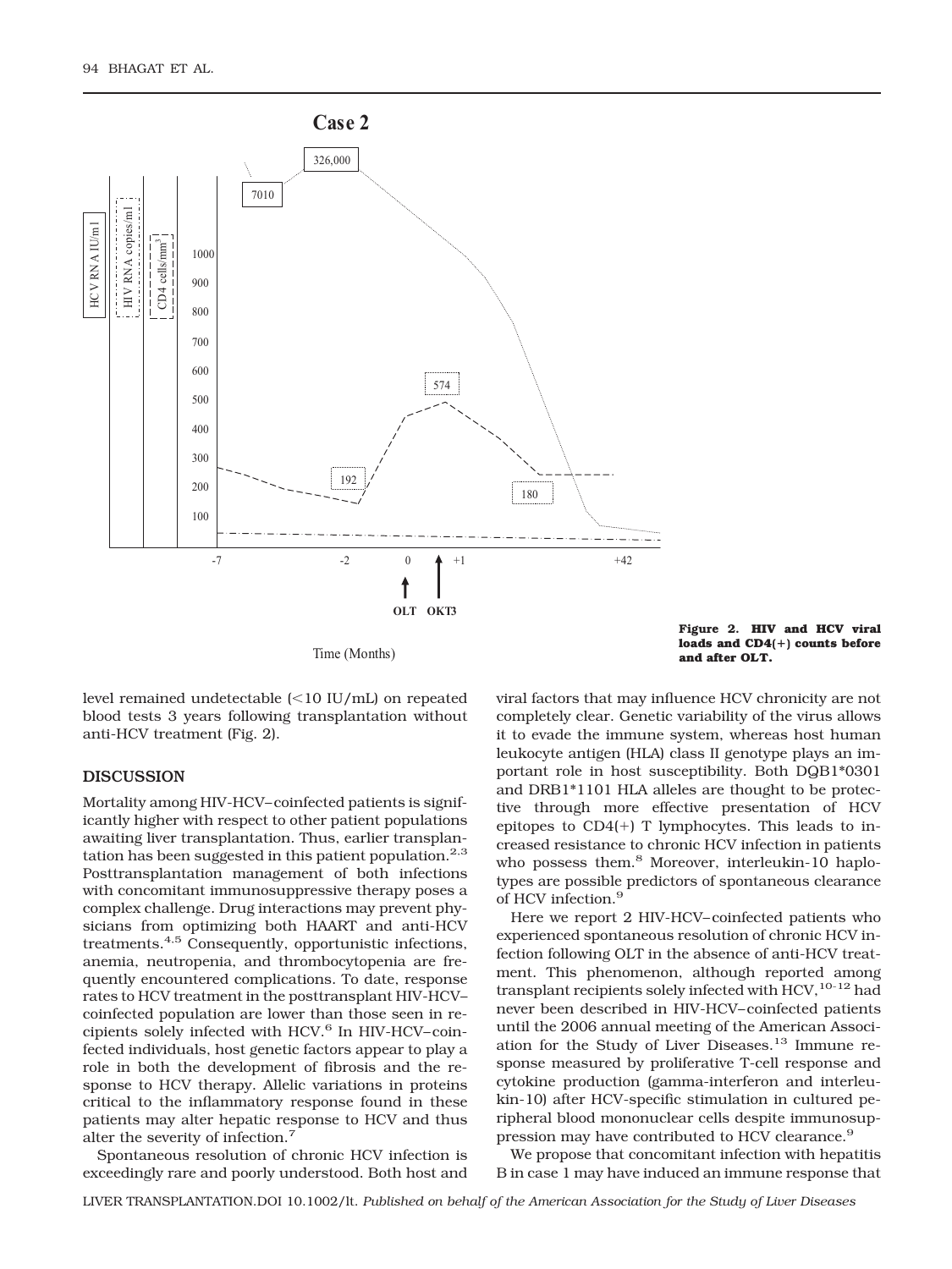Figure 2. HIV and HCV viral loads and CD4(+) counts before and after OLT.

level remained undetectable (<10 IU/mL) on repeated blood tests 3 years following transplantation without anti-HCV treatment (Fig. 2).

## DISCUSSION

Mortality among HIV-HCV–coinfected patients is significantly higher with respect to other patient populations awaiting liver transplantation. Thus, earlier transplantation has been suggested in this patient population.[2,3] Posttransplantation management of both infections with concomitant immunosuppressive therapy poses a complex challenge. Drug interactions may prevent physicians from optimizing both HAART and anti-HCV treatments.[4,5] Consequently, opportunistic infections, anemia, neutropenia, and thrombocytopenia are frequently encountered complications. To date, response rates to HCV treatment in the posttransplant HIV-HCV–coinfected population are lower than those seen in recipients solely infected with HCV.[6] In HIV-HCV–coinfected individuals, host genetic factors appear to play a role in both the development of fibrosis and the response to HCV therapy. Allelic variations in proteins critical to the inflammatory response found in these patients may alter hepatic response to HCV and thus alter the severity of infection.[7]

Spontaneous resolution of chronic HCV infection is exceedingly rare and poorly understood. Both host and viral factors that may influence HCV chronicity are not completely clear. Genetic variability of the virus allows it to evade the immune system, whereas host human leukocyte antigen (HLA) class II genotype plays an important role in host susceptibility. Both DQB1*0301 and DRB1*1101 HLA alleles are thought to be protective through more effective presentation of HCV epitopes to CD4(+) T lymphocytes. This leads to increased resistance to chronic HCV infection in patients who possess them.[8] Moreover, interleukin-10 haplotypes are possible predictors of spontaneous clearance of HCV infection.[9]

Here we report 2 HIV-HCV–coinfected patients who experienced spontaneous resolution of chronic HCV infection following OLT in the absence of anti-HCV treatment. This phenomenon, although reported among transplant recipients solely infected with HCV,[10-12] had never been described in HIV-HCV–coinfected patients until the 2006 annual meeting of the American Association for the Study of Liver Diseases.[13] Immune response measured by proliferative T-cell response and cytokine production (gamma-interferon and interleukin-10) after HCV-specific stimulation in cultured peripheral blood mononuclear cells despite immunosuppression may have contributed to HCV clearance.[9]

We propose that concomitant infection with hepatitis B in case 1 may have induced an immune response that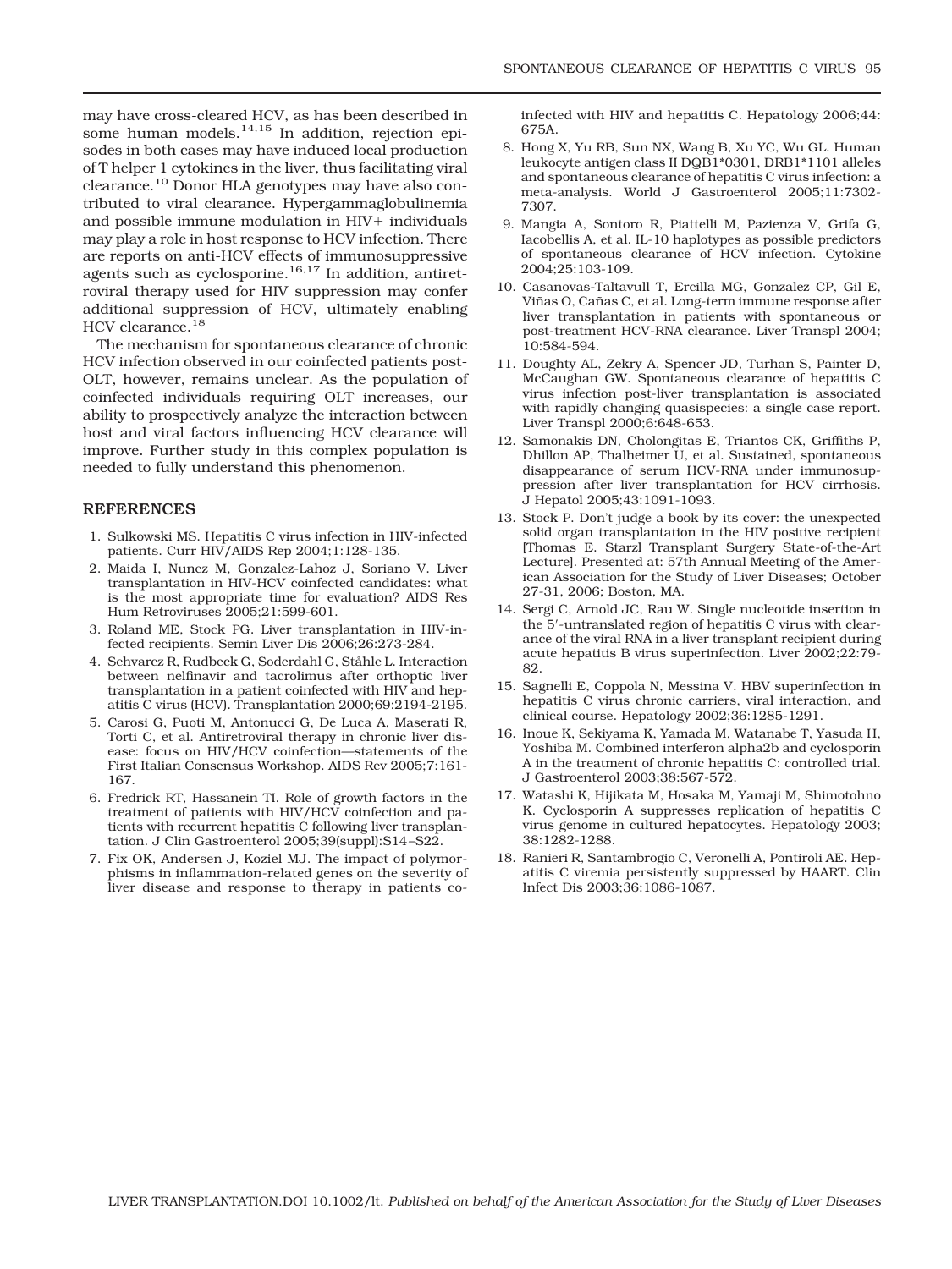may have cross-cleared HCV, as has been described in some human models.[14,15] In addition, rejection episodes in both cases may have induced local production of T helper 1 cytokines in the liver, thus facilitating viral clearance.[10] Donor HLA genotypes may have also contributed to viral clearance. Hypergammaglobulinemia and possible immune modulation in HIV+ individuals may play a role in host response to HCV infection. There are reports on anti-HCV effects of immunosuppressive agents such as cyclosporine.[16,17] In addition, antiretroviral therapy used for HIV suppression may confer additional suppression of HCV, ultimately enabling HCV clearance.[18]

The mechanism for spontaneous clearance of chronic HCV infection observed in our coinfected patients post-OLT, however, remains unclear. As the population of coinfected individuals requiring OLT increases, our ability to prospectively analyze the interaction between host and viral factors influencing HCV clearance will improve. Further study in this complex population is needed to fully understand this phenomenon.

## REFERENCES

1. Sulkowski MS. Hepatitis C virus infection in HIV-infected patients. Curr HIV/AIDS Rep 2004;1:128-135.
2. Maida I, Nunez M, Gonzalez-Lahoz J, Soriano V. Liver transplantation in HIV-HCV coinfected candidates: what is the most appropriate time for evaluation? AIDS Res Hum Retroviruses 2005;21:599-601.
3. Roland ME, Stock PG. Liver transplantation in HIV-infected recipients. Semin Liver Dis 2006;26:273-284.
4. Schvarcz R, Rudbeck G, Soderdahl G, Ståhle L. Interaction between nelfinavir and tacrolimus after orthoptic liver transplantation in a patient coinfected with HIV and hepatitis C virus (HCV). Transplantation 2000;69:2194-2195.
5. Carosi G, Puoti M, Antonucci G, De Luca A, Maserati R, Torti C, et al. Antiretroviral therapy in chronic liver disease: focus on HIV/HCV coinfection—statements of the First Italian Consensus Workshop. AIDS Rev 2005;7:161-167.
6. Fredrick RT, Hassanein TI. Role of growth factors in the treatment of patients with HIV/HCV coinfection and patients with recurrent hepatitis C following liver transplantation. J Clin Gastroenterol 2005;39(suppl):S14–S22.
7. Fix OK, Andersen J, Koziel MJ. The impact of polymorphisms in inflammation-related genes on the severity of liver disease and response to therapy in patients coinfected with HIV and hepatitis C. Hepatology 2006;44:675A.
8. Hong X, Yu RB, Sun NX, Wang B, Xu YC, Wu GL. Human leukocyte antigen class II DQB1*0301, DRB1*1101 alleles and spontaneous clearance of hepatitis C virus infection: a meta-analysis. World J Gastroenterol 2005;11:7302-7307.
9. Mangia A, Sontoro R, Piattelli M, Pazienza V, Grifa G, Iacobellis A, et al. IL-10 haplotypes as possible predictors of spontaneous clearance of HCV infection. Cytokine 2004;25:103-109.
10. Casanovas-Taltavull T, Ercilla MG, Gonzalez CP, Gil E, Viñas O, Cañas C, et al. Long-term immune response after liver transplantation in patients with spontaneous or post-treatment HCV-RNA clearance. Liver Transpl 2004; 10:584-594.
11. Doughty AL, Zekry A, Spencer JD, Turhan S, Painter D, McCaughan GW. Spontaneous clearance of hepatitis C virus infection post-liver transplantation is associated with rapidly changing quasispecies: a single case report. Liver Transpl 2000;6:648-653.
12. Samonakis DN, Cholongitas E, Triantos CK, Griffiths P, Dhillon AP, Thalheimer U, et al. Sustained, spontaneous disappearance of serum HCV-RNA under immunosuppression after liver transplantation for HCV cirrhosis. J Hepatol 2005;43:1091-1093.
13. Stock P. Don't judge a book by its cover: the unexpected solid organ transplantation in the HIV positive recipient [Thomas E. Starzl Transplant Surgery State-of-the-Art Lecture]. Presented at: 57th Annual Meeting of the American Association for the Study of Liver Diseases; October 27-31, 2006; Boston, MA.
14. Sergi C, Arnold JC, Rau W. Single nucleotide insertion in the 5′-untranslated region of hepatitis C virus with clearance of the viral RNA in a liver transplant recipient during acute hepatitis B virus superinfection. Liver 2002;22:79-82.
15. Sagnelli E, Coppola N, Messina V. HBV superinfection in hepatitis C virus chronic carriers, viral interaction, and clinical course. Hepatology 2002;36:1285-1291.
16. Inoue K, Sekiyama K, Yamada M, Watanabe T, Yasuda H, Yoshiba M. Combined interferon alpha2b and cyclosporin A in the treatment of chronic hepatitis C: controlled trial. J Gastroenterol 2003;38:567-572.
17. Watashi K, Hijikata M, Hosaka M, Yamaji M, Shimotohno K. Cyclosporin A suppresses replication of hepatitis C virus genome in cultured hepatocytes. Hepatology 2003; 38:1282-1288.
18. Ranieri R, Santambrogio C, Veronelli A, Pontiroli AE. Hepatitis C viremia persistently suppressed by HAART. Clin Infect Dis 2003;36:1086-1087.